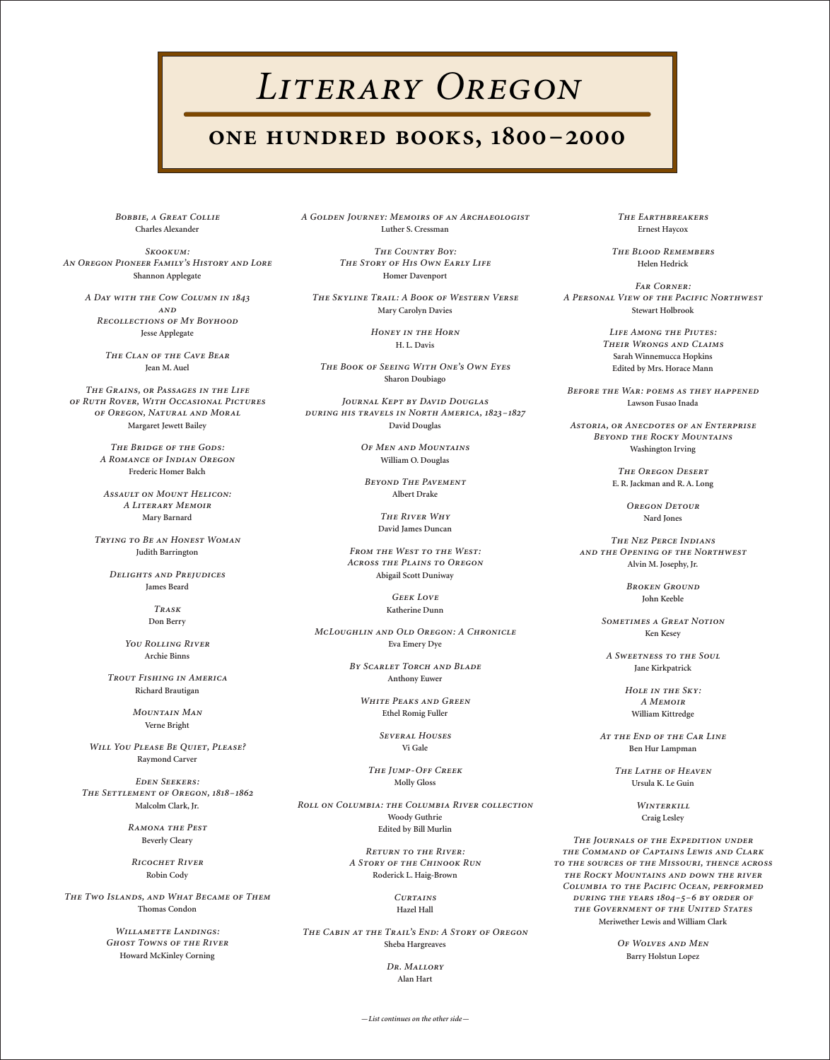# *Literary Oregon*

## One Hundred Books, 1800–2000

*Bobbie, a Great Collie*
Charles Alexander

*Skookum: An Oregon Pioneer Family's History and Lore*
Shannon Applegate

*A Day with the Cow Column in 1843 and Recollections of My Boyhood*
Jesse Applegate

*The Clan of the Cave Bear*
Jean M. Auel

*The Grains, or Passages in the Life of Ruth Rover, With Occasional Pictures of Oregon, Natural and Moral*
Margaret Jewett Bailey

*The Bridge of the Gods: A Romance of Indian Oregon*
Frederic Homer Balch

*Assault on Mount Helicon: A Literary Memoir*
Mary Barnard

*Trying to Be an Honest Woman*
Judith Barrington

*Delights and Prejudices*
James Beard

*Trask*
Don Berry

*You Rolling River*
Archie Binns

*Trout Fishing in America*
Richard Brautigan

*Mountain Man*
Verne Bright

*Will You Please Be Quiet, Please?*
Raymond Carver

*Eden Seekers: The Settlement of Oregon, 1818–1862*
Malcolm Clark, Jr.

*Ramona the Pest*
Beverly Cleary

*Ricochet River*
Robin Cody

*The Two Islands, and What Became of Them*
Thomas Condon

*Willamette Landings: Ghost Towns of the River*
Howard McKinley Corning

*A Golden Journey: Memoirs of an Archaeologist*
Luther S. Cressman

*The Country Boy: The Story of His Own Early Life*
Homer Davenport

*The Skyline Trail: A Book of Western Verse*
Mary Carolyn Davies

*Honey in the Horn*
H. L. Davis

*The Book of Seeing With One's Own Eyes*
Sharon Doubiago

*Journal Kept by David Douglas during his travels in North America, 1823–1827*
David Douglas

*Of Men and Mountains*
William O. Douglas

*Beyond The Pavement*
Albert Drake

*The River Why*
David James Duncan

*From the West to the West: Across the Plains to Oregon*
Abigail Scott Duniway

*Geek Love*
Katherine Dunn

*McLoughlin and Old Oregon: A Chronicle*
Eva Emery Dye

*By Scarlet Torch and Blade*
Anthony Euwer

*White Peaks and Green*
Ethel Romig Fuller

*Several Houses*
Vi Gale

*The Jump-Off Creek*
Molly Gloss

*Roll on Columbia: the Columbia River collection*
Woody Guthrie
Edited by Bill Murlin

*Return to the River: A Story of the Chinook Run*
Roderick L. Haig-Brown

*Curtains*
Hazel Hall

*The Cabin at the Trail's End: A Story of Oregon*
Sheba Hargreaves

*Dr. Mallory*
Alan Hart

*The Earthbreakers*
Ernest Haycox

*The Blood Remembers*
Helen Hedrick

*Far Corner: A Personal View of the Pacific Northwest*
Stewart Holbrook

*Life Among the Piutes: Their Wrongs and Claims*
Sarah Winnemucca Hopkins
Edited by Mrs. Horace Mann

*Before the War: poems as they happened*
Lawson Fusao Inada

*Astoria, or Anecdotes of an Enterprise Beyond the Rocky Mountains*
Washington Irving

*The Oregon Desert*
E. R. Jackman and R. A. Long

*Oregon Detour*
Nard Jones

*The Nez Perce Indians and the Opening of the Northwest*
Alvin M. Josephy, Jr.

*Broken Ground*
John Keeble

*Sometimes a Great Notion*
Ken Kesey

*A Sweetness to the Soul*
Jane Kirkpatrick

*Hole in the Sky: A Memoir*
William Kittredge

*At the End of the Car Line*
Ben Hur Lampman

*The Lathe of Heaven*
Ursula K. Le Guin

*Winterkill*
Craig Lesley

*The Journals of the Expedition under the Command of Captains Lewis and Clark to the sources of the Missouri, thence across the Rocky Mountains and down the river Columbia to the Pacific Ocean, performed during the years 1804–5–6 by order of the Government of the United States*
Meriwether Lewis and William Clark

*Of Wolves and Men*
Barry Holstun Lopez

*—List continues on the other side—*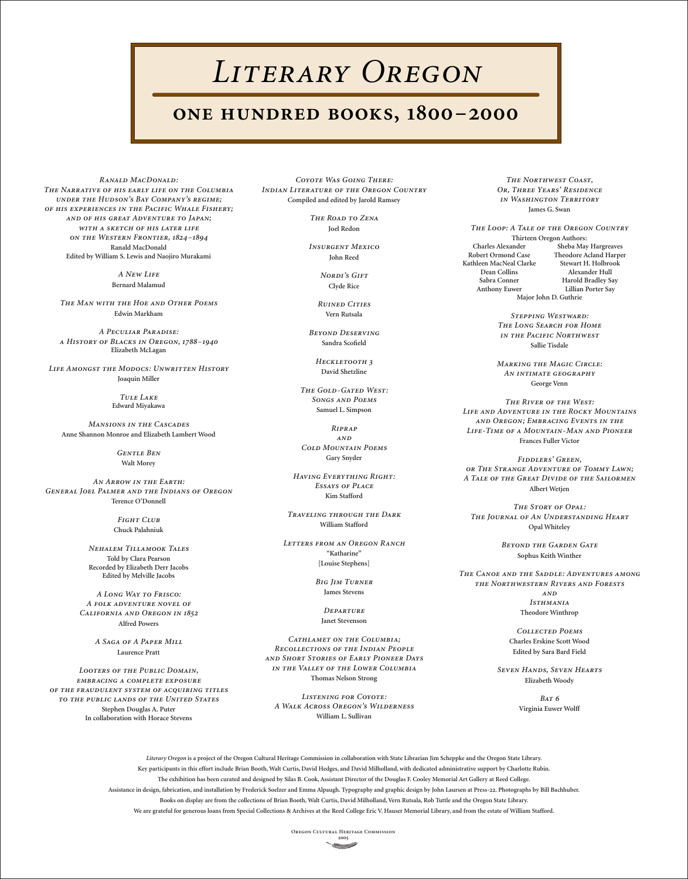# *Literary Oregon*

## one hundred books, 1800–2000

*Ranald MacDonald: The Narrative of his early life on the Columbia under the Hudson's Bay Company's regime; of his experiences in the Pacific Whale Fishery; and of his great Adventure to Japan; with a sketch of his later life on the Western Frontier, 1824–1894*
Ranald MacDonald
Edited by William S. Lewis and Naojiro Murakami

*A New Life*
Bernard Malamud

*The Man with the Hoe and Other Poems*
Edwin Markham

*A Peculiar Paradise: a History of Blacks in Oregon, 1788–1940*
Elizabeth McLagan

*Life Amongst the Modocs: Unwritten History*
Joaquin Miller

*Tule Lake*
Edward Miyakawa

*Mansions in the Cascades*
Anne Shannon Monroe and Elizabeth Lambert Wood

*Gentle Ben*
Walt Morey

*An Arrow in the Earth: General Joel Palmer and the Indians of Oregon*
Terence O'Donnell

*Fight Club*
Chuck Palahniuk

*Nehalem Tillamook Tales*
Told by Clara Pearson
Recorded by Elizabeth Derr Jacobs
Edited by Melville Jacobs

*A Long Way to Frisco: A folk adventure novel of California and Oregon in 1852*
Alfred Powers

*A Saga of A Paper Mill*
Laurence Pratt

*Looters of the Public Domain, embracing a complete exposure of the fraudulent system of acquiring titles to the public lands of the United States*
Stephen Douglas A. Puter
In collaboration with Horace Stevens

*Coyote Was Going There: Indian Literature of the Oregon Country*
Compiled and edited by Jarold Ramsey

*The Road to Zena*
Joel Redon

*Insurgent Mexico*
John Reed

*Nordi's Gift*
Clyde Rice

*Ruined Cities*
Vern Rutsala

*Beyond Deserving*
Sandra Scofield

*Heckletooth 3*
David Shetzline

*The Gold-Gated West: Songs and Poems*
Samuel L. Simpson

*Riprap and Cold Mountain Poems*
Gary Snyder

*Having Everything Right: Essays of Place*
Kim Stafford

*Traveling through the Dark*
William Stafford

*Letters from an Oregon Ranch*
"Katharine"
[Louise Stephens]

*Big Jim Turner*
James Stevens

*Departure*
Janet Stevenson

*Cathlamet on the Columbia; Recollections of the Indian People and Short Stories of Early Pioneer Days in the Valley of the Lower Columbia*
Thomas Nelson Strong

*Listening for Coyote: A Walk Across Oregon's Wilderness*
William L. Sullivan

*The Northwest Coast, Or, Three Years' Residence in Washington Territory*
James G. Swan

*The Loop: A Tale of the Oregon Country*
Thirteen Oregon Authors:
Charles Alexander, Sheba May Hargreaves, Robert Ormond Case, Theodore Acland Harper, Kathleen MacNeal Clarke, Stewart H. Holbrook, Dean Collins, Alexander Hull, Sabra Conner, Harold Bradley Say, Anthony Euwer, Lillian Porter Say, Major John D. Guthrie

*Stepping Westward: The Long Search for Home in the Pacific Northwest*
Sallie Tisdale

*Marking the Magic Circle: An intimate geography*
George Venn

*The River of the West: Life and Adventure in the Rocky Mountains and Oregon; Embracing Events in the Life-Time of a Mountain-Man and Pioneer*
Frances Fuller Victor

*Fiddlers' Green, or The Strange Adventure of Tommy Lawn; A Tale of the Great Divide of the Sailormen*
Albert Wetjen

*The Story of Opal: The Journal of An Understanding Heart*
Opal Whiteley

*Beyond the Garden Gate*
Sophus Keith Winther

*The Canoe and the Saddle: Adventures among the Northwestern Rivers and Forests and Isthmania*
Theodore Winthrop

*Collected Poems*
Charles Erskine Scott Wood
Edited by Sara Bard Field

*Seven Hands, Seven Hearts*
Elizabeth Woody

*Bat 6*
Virginia Euwer Wolff

*Literary Oregon* is a project of the Oregon Cultural Heritage Commission in collaboration with State Librarian Jim Scheppke and the Oregon State Library.
Key participants in this effort include Brian Booth, Walt Curtis, David Hedges, and David Milholland, with dedicated administrative support by Charlotte Rubin.
The exhibition has been curated and designed by Silas B. Cook, Assistant Director of the Douglas F. Cooley Memorial Art Gallery at Reed College.
Assistance in design, fabrication, and installation by Frederick Soelzer and Emma Alpaugh. Typography and graphic design by John Laursen at Press-22. Photographs by Bill Bachhuber.
Books on display are from the collections of Brian Booth, Walt Curtis, David Milholland, Vern Rutsala, Rob Tuttle and the Oregon State Library.
We are grateful for generous loans from Special Collections & Archives at the Reed College Eric V. Hauser Memorial Library, and from the estate of William Stafford.

Oregon Cultural Heritage Commission
2005